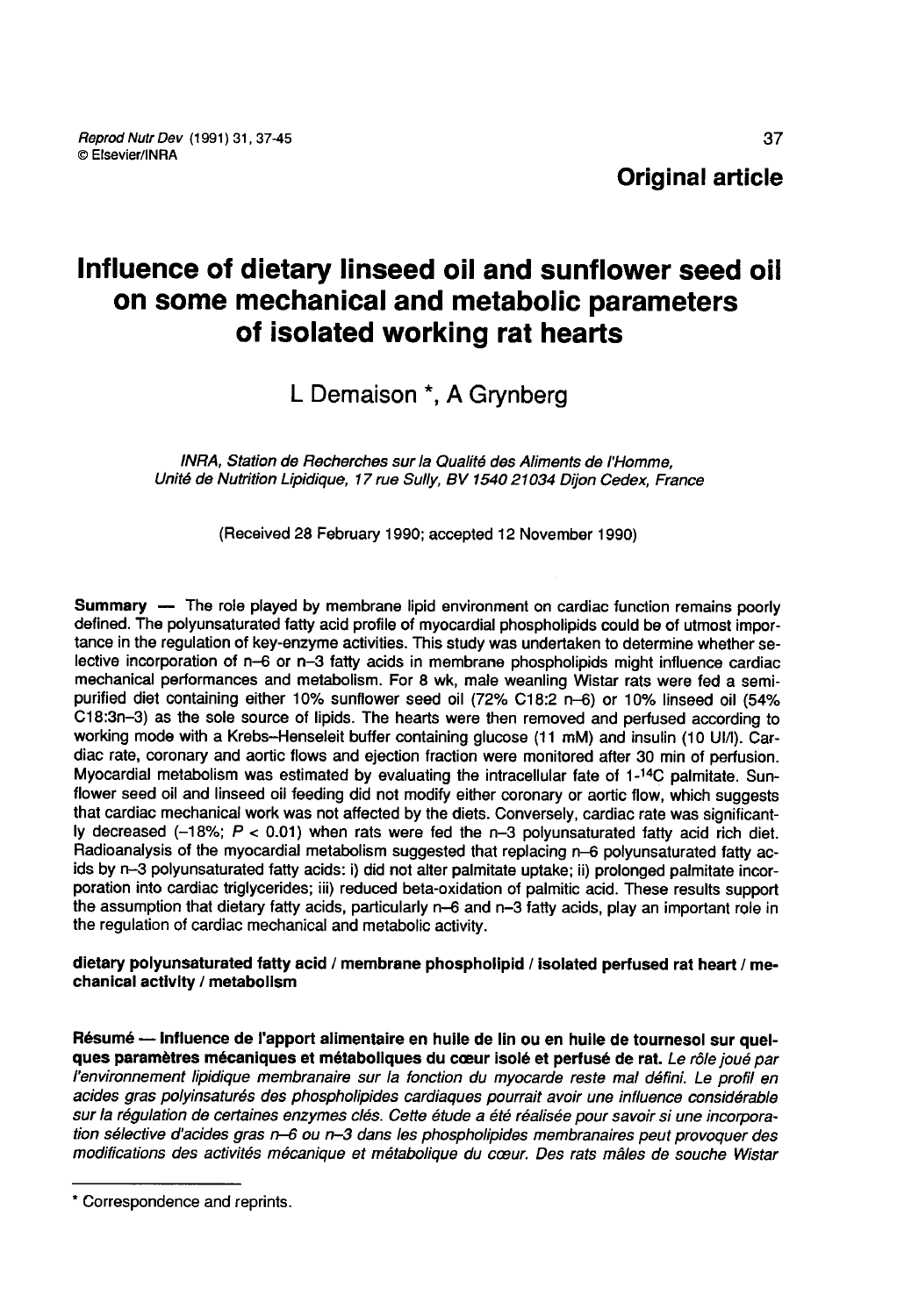**Original article**

# Influence of dietary linseed oil and sunflower seed oil on some mechanical and metabolic parameters of isolated working rat hearts

L Demaison *, A Grynberg

*INRA, Station de Recherches sur la Qualité des Aliments de l'Homme, Unité de Nutrition Lipidique, 17 rue Sully, BV 1540 21034 Dijon Cedex, France*

(Received 28 February 1990; accepted 12 November 1990)

**Summary** — The role played by membrane lipid environment on cardiac function remains poorly defined. The polyunsaturated fatty acid profile of myocardial phospholipids could be of utmost importance in the regulation of key-enzyme activities. This study was undertaken to determine whether selective incorporation of n–6 or n–3 fatty acids in membrane phospholipids might influence cardiac mechanical performances and metabolism. For 8 wk, male weanling Wistar rats were fed a semi-purified diet containing either 10% sunflower seed oil (72% C18:2 n–6) or 10% linseed oil (54% C18:3n–3) as the sole source of lipids. The hearts were then removed and perfused according to working mode with a Krebs–Henseleit buffer containing glucose (11 mM) and insulin (10 UI/l). Cardiac rate, coronary and aortic flows and ejection fraction were monitored after 30 min of perfusion. Myocardial metabolism was estimated by evaluating the intracellular fate of 1-$^{14}$C palmitate. Sunflower seed oil and linseed oil feeding did not modify either coronary or aortic flow, which suggests that cardiac mechanical work was not affected by the diets. Conversely, cardiac rate was significantly decreased (–18%; $P < 0.01$) when rats were fed the n–3 polyunsaturated fatty acid rich diet. Radioanalysis of the myocardial metabolism suggested that replacing n–6 polyunsaturated fatty acids by n–3 polyunsaturated fatty acids: i) did not alter palmitate uptake; ii) prolonged palmitate incorporation into cardiac triglycerides; iii) reduced beta-oxidation of palmitic acid. These results support the assumption that dietary fatty acids, particularly n–6 and n–3 fatty acids, play an important role in the regulation of cardiac mechanical and metabolic activity.

**dietary polyunsaturated fatty acid / membrane phospholipid / isolated perfused rat heart / mechanical activity / metabolism**

**Résumé — Influence de l'apport alimentaire en huile de lin ou en huile de tournesol sur quelques paramètres mécaniques et métaboliques du cœur isolé et perfusé de rat.** *Le rôle joué par l'environnement lipidique membranaire sur la fonction du myocarde reste mal défini. Le profil en acides gras polyinsaturés des phospholipides cardiaques pourrait avoir une influence considérable sur la régulation de certaines enzymes clés. Cette étude a été réalisée pour savoir si une incorporation sélective d'acides gras n–6 ou n–3 dans les phospholipides membranaires peut provoquer des modifications des activités mécanique et métabolique du cœur. Des rats mâles de souche Wistar*

* Correspondence and reprints.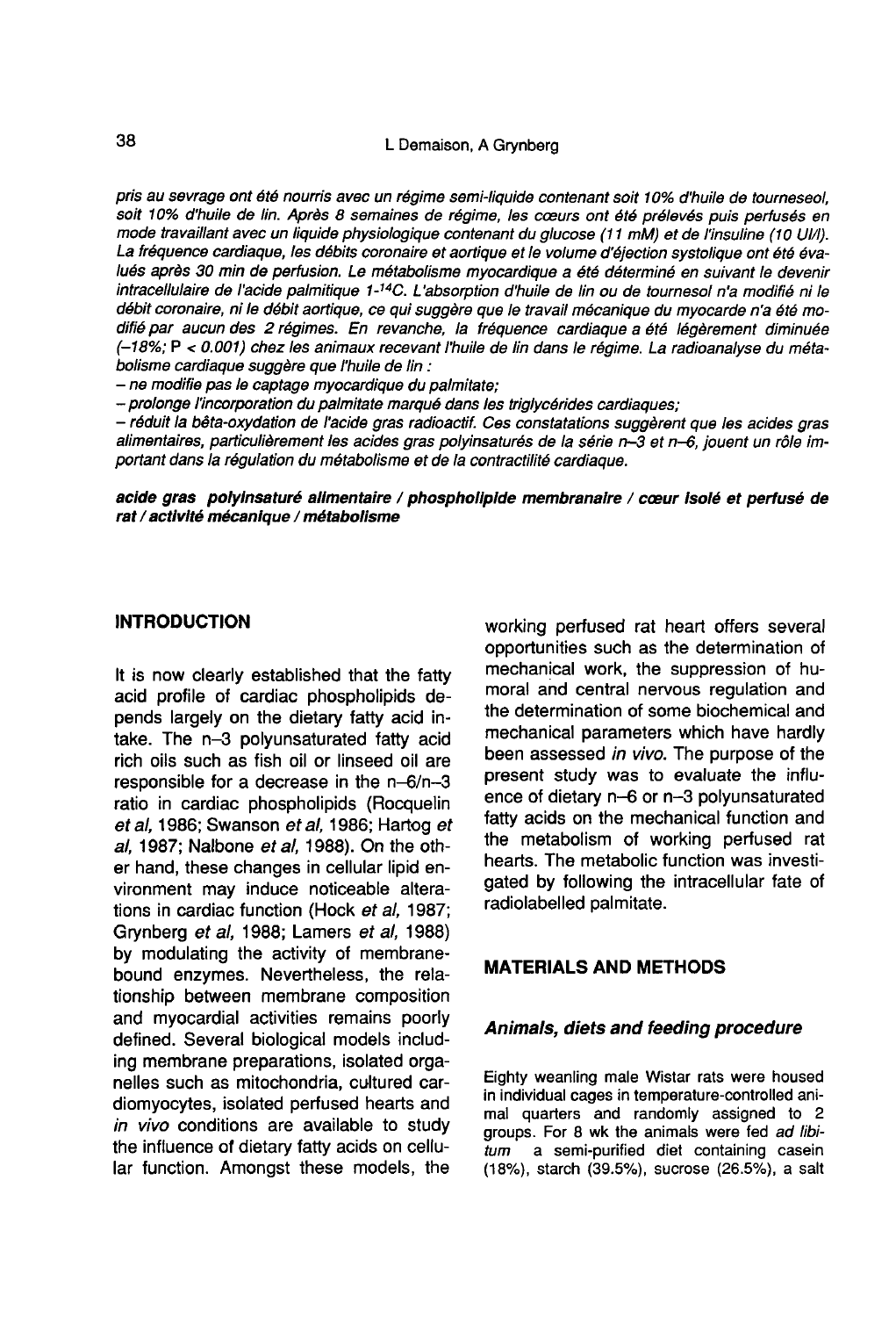*pris au sevrage ont été nourris avec un régime semi-liquide contenant soit 10% d'huile de tourneseol, soit 10% d'huile de lin. Après 8 semaines de régime, les cœurs ont été prélevés puis perfusés en mode travaillant avec un liquide physiologique contenant du glucose (11 mM) et de l'insuline (10 UI/l). La fréquence cardiaque, les débits coronaire et aortique et le volume d'éjection systolique ont été évalués après 30 min de perfusion. Le métabolisme myocardique a été déterminé en suivant le devenir intracellulaire de l'acide palmitique 1-$^{14}$C. L'absorption d'huile de lin ou de tournesol n'a modifié ni le débit coronaire, ni le débit aortique, ce qui suggère que le travail mécanique du myocarde n'a été modifié par aucun des 2 régimes. En revanche, la fréquence cardiaque a été légèrement diminuée (–18%; P < 0.001) chez les animaux recevant l'huile de lin dans le régime. La radioanalyse du métabolisme cardiaque suggère que l'huile de lin :*

*– ne modifie pas le captage myocardique du palmitate;*

*– prolonge l'incorporation du palmitate marqué dans les triglycérides cardiaques;*

*– réduit la bêta-oxydation de l'acide gras radioactif. Ces constatations suggèrent que les acides gras alimentaires, particulièrement les acides gras polyinsaturés de la série n–3 et n–6, jouent un rôle important dans la régulation du métabolisme et de la contractilité cardiaque.*

***acide gras polyinsaturé alimentaire / phospholipide membranaire / cœur isolé et perfusé de rat / activité mécanique / métabolisme***

## INTRODUCTION

It is now clearly established that the fatty acid profile of cardiac phospholipids depends largely on the dietary fatty acid intake. The n–3 polyunsaturated fatty acid rich oils such as fish oil or linseed oil are responsible for a decrease in the n–6/n–3 ratio in cardiac phospholipids (Rocquelin *et al*, 1986; Swanson *et al*, 1986; Hartog *et al*, 1987; Nalbone *et al*, 1988). On the other hand, these changes in cellular lipid environment may induce noticeable alterations in cardiac function (Hock *et al*, 1987; Grynberg *et al*, 1988; Lamers *et al*, 1988) by modulating the activity of membrane-bound enzymes. Nevertheless, the relationship between membrane composition and myocardial activities remains poorly defined. Several biological models including membrane preparations, isolated organelles such as mitochondria, cultured cardiomyocytes, isolated perfused hearts and *in vivo* conditions are available to study the influence of dietary fatty acids on cellular function. Amongst these models, the working perfused rat heart offers several opportunities such as the determination of mechanical work, the suppression of humoral and central nervous regulation and the determination of some biochemical and mechanical parameters which have hardly been assessed *in vivo*. The purpose of the present study was to evaluate the influence of dietary n–6 or n–3 polyunsaturated fatty acids on the mechanical function and the metabolism of working perfused rat hearts. The metabolic function was investigated by following the intracellular fate of radiolabelled palmitate.

## MATERIALS AND METHODS

### Animals, diets and feeding procedure

Eighty weanling male Wistar rats were housed in individual cages in temperature-controlled animal quarters and randomly assigned to 2 groups. For 8 wk the animals were fed *ad libitum* a semi-purified diet containing casein (18%), starch (39.5%), sucrose (26.5%), a salt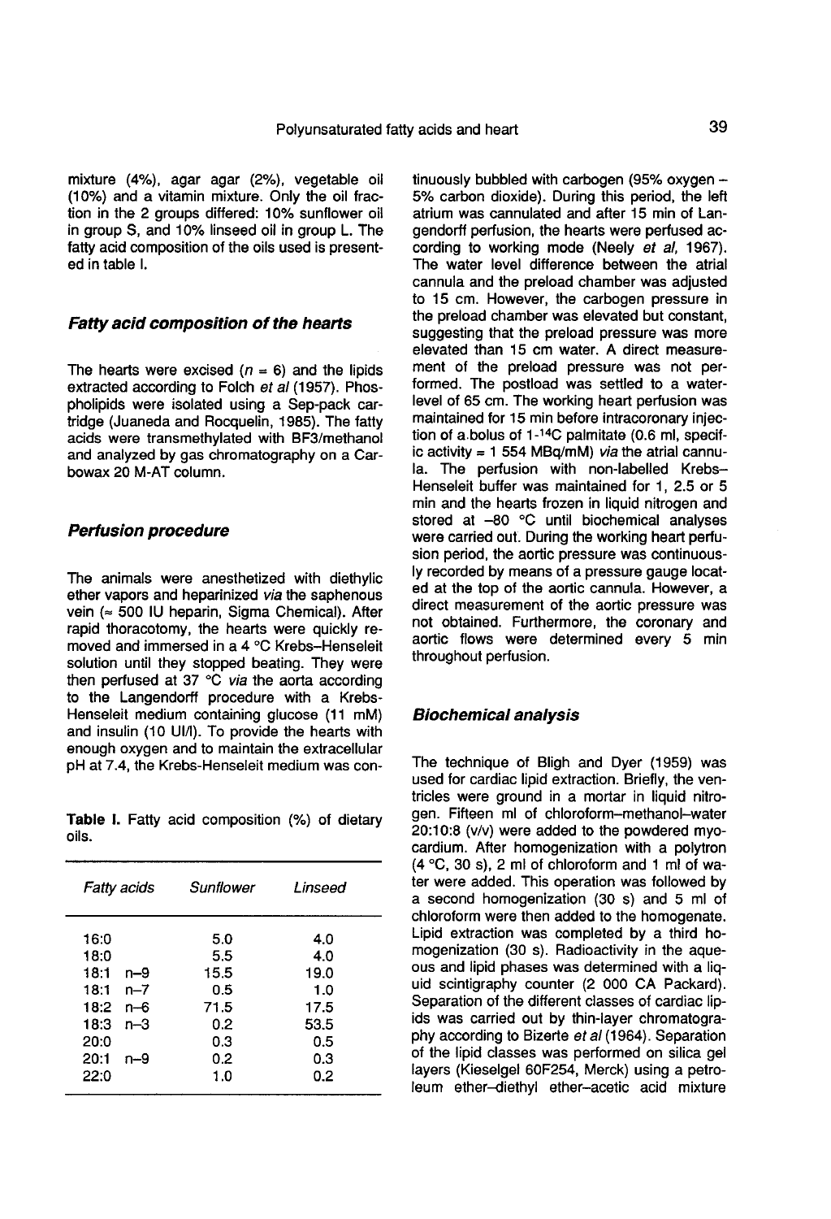mixture (4%), agar agar (2%), vegetable oil (10%) and a vitamin mixture. Only the oil fraction in the 2 groups differed: 10% sunflower oil in group S, and 10% linseed oil in group L. The fatty acid composition of the oils used is presented in table I.

### *Fatty acid composition of the hearts*

The hearts were excised ($n = 6$) and the lipids extracted according to Folch *et al* (1957). Phospholipids were isolated using a Sep-pack cartridge (Juaneda and Rocquelin, 1985). The fatty acids were transmethylated with BF3/methanol and analyzed by gas chromatography on a Carbowax 20 M-AT column.

### *Perfusion procedure*

The animals were anesthetized with diethylic ether vapors and heparinized *via* the saphenous vein (≈ 500 IU heparin, Sigma Chemical). After rapid thoracotomy, the hearts were quickly removed and immersed in a 4 °C Krebs–Henseleit solution until they stopped beating. They were then perfused at 37 °C *via* the aorta according to the Langendorff procedure with a Krebs-Henseleit medium containing glucose (11 mM) and insulin (10 UI/l). To provide the hearts with enough oxygen and to maintain the extracellular pH at 7.4, the Krebs-Henseleit medium was continuously bubbled with carbogen (95% oxygen – 5% carbon dioxide). During this period, the left atrium was cannulated and after 15 min of Langendorff perfusion, the hearts were perfused according to working mode (Neely *et al*, 1967). The water level difference between the atrial cannula and the preload chamber was adjusted to 15 cm. However, the carbogen pressure in the preload chamber was elevated but constant, suggesting that the preload pressure was more elevated than 15 cm water. A direct measurement of the preload pressure was not performed. The postload was settled to a water-level of 65 cm. The working heart perfusion was maintained for 15 min before intracoronary injection of a bolus of 1-$^{14}$C palmitate (0.6 ml, specific activity = 1 554 MBq/mM) *via* the atrial cannula. The perfusion with non-labelled Krebs–Henseleit buffer was maintained for 1, 2.5 or 5 min and the hearts frozen in liquid nitrogen and stored at –80 °C until biochemical analyses were carried out. During the working heart perfusion period, the aortic pressure was continuously recorded by means of a pressure gauge located at the top of the aortic cannula. However, a direct measurement of the aortic pressure was not obtained. Furthermore, the coronary and aortic flows were determined every 5 min throughout perfusion.

**Table I.** Fatty acid composition (%) of dietary oils.

| *Fatty acids* | *Sunflower* | *Linseed* |
|---|---|---|
| 16:0 | 5.0 | 4.0 |
| 18:0 | 5.5 | 4.0 |
| 18:1 n–9 | 15.5 | 19.0 |
| 18:1 n–7 | 0.5 | 1.0 |
| 18:2 n–6 | 71.5 | 17.5 |
| 18:3 n–3 | 0.2 | 53.5 |
| 20:0 | 0.3 | 0.5 |
| 20:1 n–9 | 0.2 | 0.3 |
| 22:0 | 1.0 | 0.2 |

### *Biochemical analysis*

The technique of Bligh and Dyer (1959) was used for cardiac lipid extraction. Briefly, the ventricles were ground in a mortar in liquid nitrogen. Fifteen ml of chloroform–methanol–water 20:10:8 (v/v) were added to the powdered myocardium. After homogenization with a polytron (4 °C, 30 s), 2 ml of chloroform and 1 ml of water were added. This operation was followed by a second homogenization (30 s) and 5 ml of chloroform were then added to the homogenate. Lipid extraction was completed by a third homogenization (30 s). Radioactivity in the aqueous and lipid phases was determined with a liquid scintigraphy counter (2 000 CA Packard). Separation of the different classes of cardiac lipids was carried out by thin-layer chromatography according to Bizerte *et al* (1964). Separation of the lipid classes was performed on silica gel layers (Kieselgel 60F254, Merck) using a petroleum ether–diethyl ether–acetic acid mixture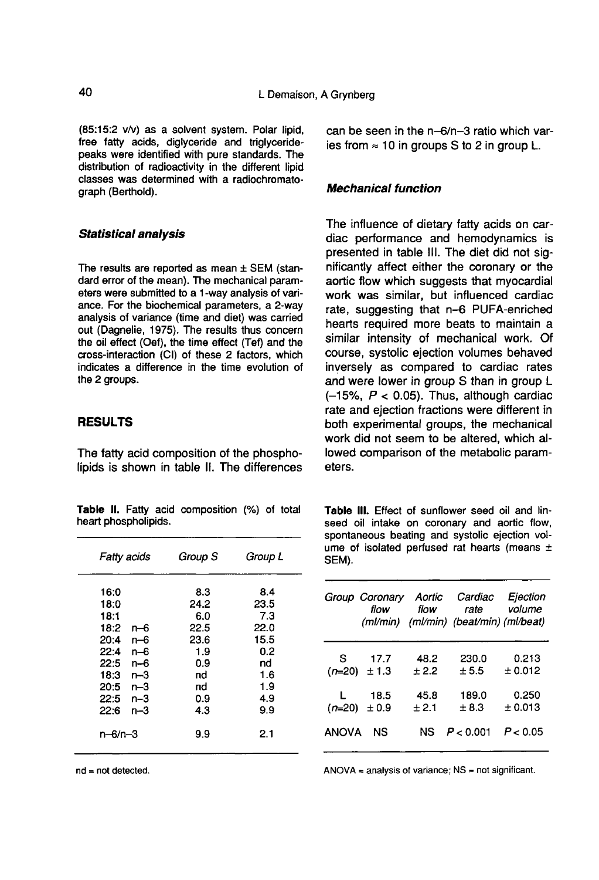(85:15:2 v/v) as a solvent system. Polar lipid, free fatty acids, diglyceride and triglyceride-peaks were identified with pure standards. The distribution of radioactivity in the different lipid classes was determined with a radiochromatograph (Berthold).

### Statistical analysis

The results are reported as mean ± SEM (standard error of the mean). The mechanical parameters were submitted to a 1-way analysis of variance. For the biochemical parameters, a 2-way analysis of variance (time and diet) was carried out (Dagnelie, 1975). The results thus concern the oil effect (Oef), the time effect (Tef) and the cross-interaction (CI) of these 2 factors, which indicates a difference in the time evolution of the 2 groups.

## RESULTS

The fatty acid composition of the phospholipids is shown in table II. The differences can be seen in the n–6/n–3 ratio which varies from ≈ 10 in groups S to 2 in group L.

### Mechanical function

The influence of dietary fatty acids on cardiac performance and hemodynamics is presented in table III. The diet did not significantly affect either the coronary or the aortic flow which suggests that myocardial work was similar, but influenced cardiac rate, suggesting that n–6 PUFA-enriched hearts required more beats to maintain a similar intensity of mechanical work. Of course, systolic ejection volumes behaved inversely as compared to cardiac rates and were lower in group S than in group L (–15%, $P < 0.05$). Thus, although cardiac rate and ejection fractions were different in both experimental groups, the mechanical work did not seem to be altered, which allowed comparison of the metabolic parameters.

**Table II.** Fatty acid composition (%) of total heart phospholipids.

| *Fatty acids* | *Group S* | *Group L* |
|---|---|---|
| 16:0 | 8.3 | 8.4 |
| 18:0 | 24.2 | 23.5 |
| 18:1 | 6.0 | 7.3 |
| 18:2 n–6 | 22.5 | 22.0 |
| 20:4 n–6 | 23.6 | 15.5 |
| 22:4 n–6 | 1.9 | 0.2 |
| 22:5 n–6 | 0.9 | nd |
| 18:3 n–3 | nd | 1.6 |
| 20:5 n–3 | nd | 1.9 |
| 22:5 n–3 | 0.9 | 4.9 |
| 22:6 n–3 | 4.3 | 9.9 |
| n–6/n–3 | 9.9 | 2.1 |

nd = not detected.

**Table III.** Effect of sunflower seed oil and linseed oil intake on coronary and aortic flow, spontaneous beating and systolic ejection volume of isolated perfused rat hearts (means ± SEM).

| *Group* | *Coronary flow (ml/min)* | *Aortic flow (ml/min)* | *Cardiac rate (beat/min)* | *Ejection volume (ml/beat)* |
|---|---|---|---|---|
| S ($n$=20) | 17.7 ± 1.3 | 48.2 ± 2.2 | 230.0 ± 5.5 | 0.213 ± 0.012 |
| L ($n$=20) | 18.5 ± 0.9 | 45.8 ± 2.1 | 189.0 ± 8.3 | 0.250 ± 0.013 |
| ANOVA | NS | NS | $P < 0.001$ | $P < 0.05$ |

ANOVA = analysis of variance; NS = not significant.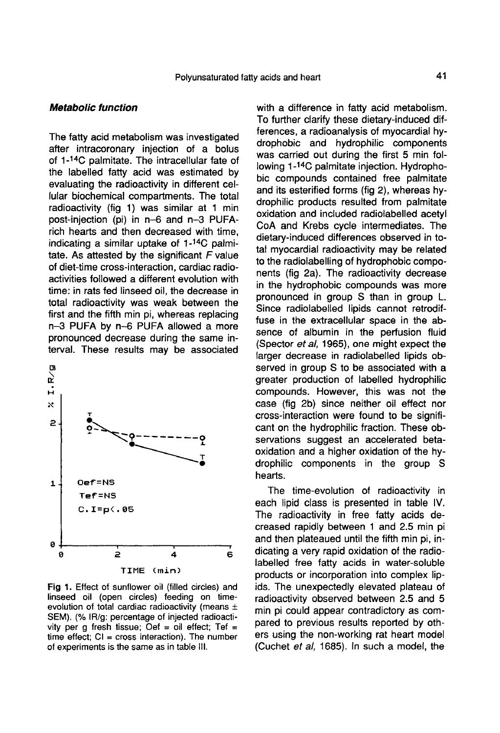### *Metabolic function*

The fatty acid metabolism was investigated after intracoronary injection of a bolus of 1-$^{14}C$ palmitate. The intracellular fate of the labelled fatty acid was estimated by evaluating the radioactivity in different cellular biochemical compartments. The total radioactivity (fig 1) was similar at 1 min post-injection (pi) in n–6 and n–3 PUFA-rich hearts and then decreased with time, indicating a similar uptake of 1-$^{14}C$ palmitate. As attested by the significant *F* value of diet-time cross-interaction, cardiac radioactivities followed a different evolution with time: in rats fed linseed oil, the decrease in total radioactivity was weak between the first and the fifth min pi, whereas replacing n–3 PUFA by n–6 PUFA allowed a more pronounced decrease during the same interval. These results may be associated with a difference in fatty acid metabolism. To further clarify these dietary-induced differences, a radioanalysis of myocardial hydrophobic and hydrophilic components was carried out during the first 5 min following 1-$^{14}C$ palmitate injection. Hydrophobic compounds contained free palmitate and its esterified forms (fig 2), whereas hydrophilic products resulted from palmitate oxidation and included radiolabelled acetyl CoA and Krebs cycle intermediates. The dietary-induced differences observed in total myocardial radioactivity may be related to the radiolabelling of hydrophobic components (fig 2a). The radioactivity decrease in the hydrophobic compounds was more pronounced in group S than in group L. Since radiolabelled lipids cannot retrodiffuse in the extracellular space in the absence of albumin in the perfusion fluid (Spector *et al*, 1965), one might expect the larger decrease in radiolabelled lipids observed in group S to be associated with a greater production of labelled hydrophilic compounds. However, this was not the case (fig 2b) since neither oil effect nor cross-interaction were found to be significant on the hydrophilic fraction. These observations suggest an accelerated beta-oxidation and a higher oxidation of the hydrophilic components in the group S hearts.

Oef=NS
Tef=NS
C.I=p<.05

**Fig 1.** Effect of sunflower oil (filled circles) and linseed oil (open circles) feeding on time-evolution of total cardiac radioactivity (means ± SEM). (% IR/g: percentage of injected radioactivity per g fresh tissue; Oef = oil effect; Tef = time effect; CI = cross interaction). The number of experiments is the same as in table III.

The time-evolution of radioactivity in each lipid class is presented in table IV. The radioactivity in free fatty acids decreased rapidly between 1 and 2.5 min pi and then plateaued until the fifth min pi, indicating a very rapid oxidation of the radiolabelled free fatty acids in water-soluble products or incorporation into complex lipids. The unexpectedly elevated plateau of radioactivity observed between 2.5 and 5 min pi could appear contradictory as compared to previous results reported by others using the non-working rat heart model (Cuchet *et al*, 1685). In such a model, the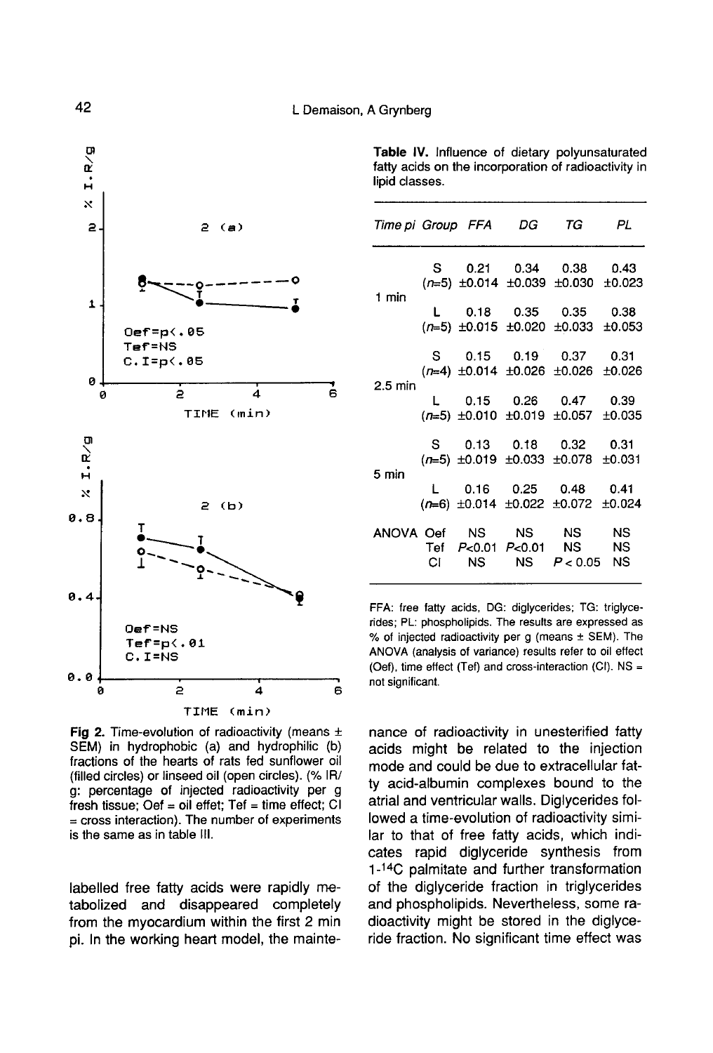**Table IV.** Influence of dietary polyunsaturated fatty acids on the incorporation of radioactivity in lipid classes.

| *Time pi* | *Group* | *FFA* | *DG* | *TG* | *PL* |
|---|---|---|---|---|---|
| 1 min | S | 0.21 | 0.34 | 0.38 | 0.43 |
| | (*n*=5) | ±0.014 | ±0.039 | ±0.030 | ±0.023 |
| | L | 0.18 | 0.35 | 0.35 | 0.38 |
| | (*n*=5) | ±0.015 | ±0.020 | ±0.033 | ±0.053 |
| 2.5 min | S | 0.15 | 0.19 | 0.37 | 0.31 |
| | (*n*=4) | ±0.014 | ±0.026 | ±0.026 | ±0.026 |
| | L | 0.15 | 0.26 | 0.47 | 0.39 |
| | (*n*=5) | ±0.010 | ±0.019 | ±0.057 | ±0.035 |
| 5 min | S | 0.13 | 0.18 | 0.32 | 0.31 |
| | (*n*=5) | ±0.019 | ±0.033 | ±0.078 | ±0.031 |
| | L | 0.16 | 0.25 | 0.48 | 0.41 |
| | (*n*=6) | ±0.014 | ±0.022 | ±0.072 | ±0.024 |
| ANOVA | Oef | NS | NS | NS | NS |
| | Tef | $P<0.01$ | $P<0.01$ | NS | NS |
| | CI | NS | NS | $P < 0.05$ | NS |

FFA: free fatty acids, DG: diglycerides; TG: triglycerides; PL: phospholipids. The results are expressed as % of injected radioactivity per g (means ± SEM). The ANOVA (analysis of variance) results refer to oil effect (Oef), time effect (Tef) and cross-interaction (CI). NS = not significant.

**Fig 2.** Time-evolution of radioactivity (means ± SEM) in hydrophobic (a) and hydrophilic (b) fractions of the hearts of rats fed sunflower oil (filled circles) or linseed oil (open circles). (% IR/g: percentage of injected radioactivity per g fresh tissue; Oef = oil effet; Tef = time effect; CI = cross interaction). The number of experiments is the same as in table III.

labelled free fatty acids were rapidly metabolized and disappeared completely from the myocardium within the first 2 min pi. In the working heart model, the maintenance of radioactivity in unesterified fatty acids might be related to the injection mode and could be due to extracellular fatty acid-albumin complexes bound to the atrial and ventricular walls. Diglycerides followed a time-evolution of radioactivity similar to that of free fatty acids, which indicates rapid diglyceride synthesis from 1-$^{14}$C palmitate and further transformation of the diglyceride fraction in triglycerides and phospholipids. Nevertheless, some radioactivity might be stored in the diglyceride fraction. No significant time effect was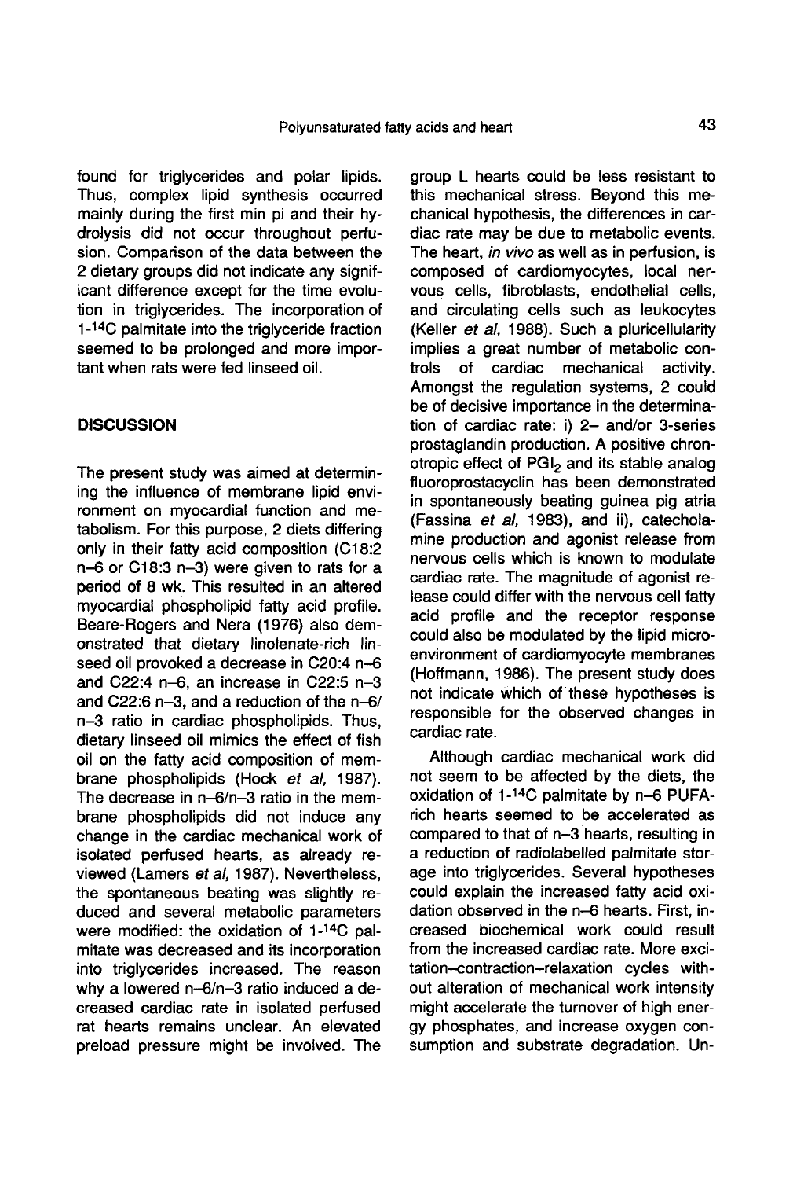found for triglycerides and polar lipids. Thus, complex lipid synthesis occurred mainly during the first min pi and their hydrolysis did not occur throughout perfusion. Comparison of the data between the 2 dietary groups did not indicate any significant difference except for the time evolution in triglycerides. The incorporation of 1-$^{14}$C palmitate into the triglyceride fraction seemed to be prolonged and more important when rats were fed linseed oil.

## DISCUSSION

The present study was aimed at determining the influence of membrane lipid environment on myocardial function and metabolism. For this purpose, 2 diets differing only in their fatty acid composition (C18:2 n–6 or C18:3 n–3) were given to rats for a period of 8 wk. This resulted in an altered myocardial phospholipid fatty acid profile. Beare-Rogers and Nera (1976) also demonstrated that dietary linolenate-rich linseed oil provoked a decrease in C20:4 n–6 and C22:4 n–6, an increase in C22:5 n–3 and C22:6 n–3, and a reduction of the n–6/n–3 ratio in cardiac phospholipids. Thus, dietary linseed oil mimics the effect of fish oil on the fatty acid composition of membrane phospholipids (Hock *et al*, 1987). The decrease in n–6/n–3 ratio in the membrane phospholipids did not induce any change in the cardiac mechanical work of isolated perfused hearts, as already reviewed (Lamers *et al*, 1987). Nevertheless, the spontaneous beating was slightly reduced and several metabolic parameters were modified: the oxidation of 1-$^{14}$C palmitate was decreased and its incorporation into triglycerides increased. The reason why a lowered n–6/n–3 ratio induced a decreased cardiac rate in isolated perfused rat hearts remains unclear. An elevated preload pressure might be involved. The group L hearts could be less resistant to this mechanical stress. Beyond this mechanical hypothesis, the differences in cardiac rate may be due to metabolic events. The heart, *in vivo* as well as in perfusion, is composed of cardiomyocytes, local nervous cells, fibroblasts, endothelial cells, and circulating cells such as leukocytes (Keller *et al*, 1988). Such a pluricellularity implies a great number of metabolic controls of cardiac mechanical activity. Amongst the regulation systems, 2 could be of decisive importance in the determination of cardiac rate: i) 2– and/or 3-series prostaglandin production. A positive chronotropic effect of $PGI_2$ and its stable analog fluoroprostacyclin has been demonstrated in spontaneously beating guinea pig atria (Fassina *et al*, 1983), and ii), catecholamine production and agonist release from nervous cells which is known to modulate cardiac rate. The magnitude of agonist release could differ with the nervous cell fatty acid profile and the receptor response could also be modulated by the lipid microenvironment of cardiomyocyte membranes (Hoffmann, 1986). The present study does not indicate which of these hypotheses is responsible for the observed changes in cardiac rate.

Although cardiac mechanical work did not seem to be affected by the diets, the oxidation of 1-$^{14}$C palmitate by n–6 PUFA-rich hearts seemed to be accelerated as compared to that of n–3 hearts, resulting in a reduction of radiolabelled palmitate storage into triglycerides. Several hypotheses could explain the increased fatty acid oxidation observed in the n–6 hearts. First, increased biochemical work could result from the increased cardiac rate. More excitation–contraction–relaxation cycles without alteration of mechanical work intensity might accelerate the turnover of high energy phosphates, and increase oxygen consumption and substrate degradation. Un-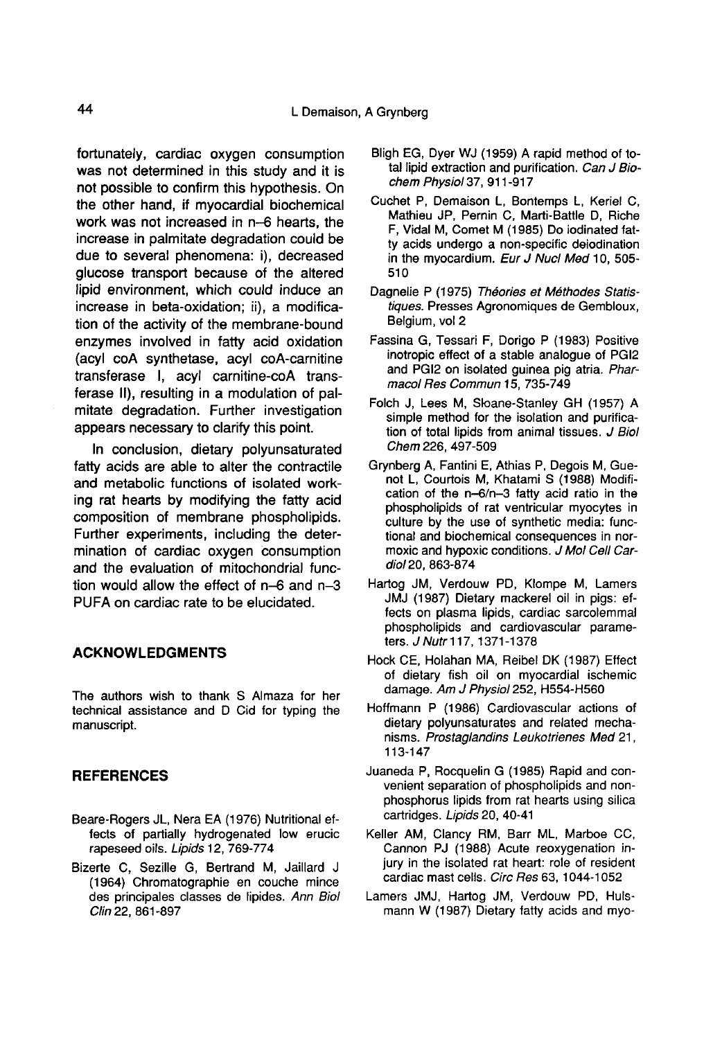fortunately, cardiac oxygen consumption was not determined in this study and it is not possible to confirm this hypothesis. On the other hand, if myocardial biochemical work was not increased in n–6 hearts, the increase in palmitate degradation could be due to several phenomena: i), decreased glucose transport because of the altered lipid environment, which could induce an increase in beta-oxidation; ii), a modification of the activity of the membrane-bound enzymes involved in fatty acid oxidation (acyl coA synthetase, acyl coA-carnitine transferase I, acyl carnitine-coA transferase II), resulting in a modulation of palmitate degradation. Further investigation appears necessary to clarify this point.

In conclusion, dietary polyunsaturated fatty acids are able to alter the contractile and metabolic functions of isolated working rat hearts by modifying the fatty acid composition of membrane phospholipids. Further experiments, including the determination of cardiac oxygen consumption and the evaluation of mitochondrial function would allow the effect of n–6 and n–3 PUFA on cardiac rate to be elucidated.

## ACKNOWLEDGMENTS

The authors wish to thank S Almaza for her technical assistance and D Cid for typing the manuscript.

## REFERENCES

Beare-Rogers JL, Nera EA (1976) Nutritional effects of partially hydrogenated low erucic rapeseed oils. *Lipids* 12, 769-774

Bizerte C, Sezille G, Bertrand M, Jaillard J (1964) Chromatographie en couche mince des principales classes de lipides. *Ann Biol Clin* 22, 861-897

Bligh EG, Dyer WJ (1959) A rapid method of total lipid extraction and purification. *Can J Biochem Physiol* 37, 911-917

Cuchet P, Demaison L, Bontemps L, Keriel C, Mathieu JP, Pernin C, Marti-Battle D, Riche F, Vidal M, Comet M (1985) Do iodinated fatty acids undergo a non-specific deiodination in the myocardium. *Eur J Nucl Med* 10, 505-510

Dagnelie P (1975) *Théories et Méthodes Statistiques*. Presses Agronomiques de Gembloux, Belgium, vol 2

Fassina G, Tessari F, Dorigo P (1983) Positive inotropic effect of a stable analogue of PGI2 and PGI2 on isolated guinea pig atria. *Pharmacol Res Commun* 15, 735-749

Folch J, Lees M, Sloane-Stanley GH (1957) A simple method for the isolation and purification of total lipids from animal tissues. *J Biol Chem* 226, 497-509

Grynberg A, Fantini E, Athias P, Degois M, Guenot L, Courtois M, Khatami S (1988) Modification of the n–6/n–3 fatty acid ratio in the phospholipids of rat ventricular myocytes in culture by the use of synthetic media: functional and biochemical consequences in normoxic and hypoxic conditions. *J Mol Cell Cardiol* 20, 863-874

Hartog JM, Verdouw PD, Klompe M, Lamers JMJ (1987) Dietary mackerel oil in pigs: effects on plasma lipids, cardiac sarcolemmal phospholipids and cardiovascular parameters. *J Nutr* 117, 1371-1378

Hock CE, Holahan MA, Reibel DK (1987) Effect of dietary fish oil on myocardial ischemic damage. *Am J Physiol* 252, H554-H560

Hoffmann P (1986) Cardiovascular actions of dietary polyunsaturates and related mechanisms. *Prostaglandins Leukotrienes Med* 21, 113-147

Juaneda P, Rocquelin G (1985) Rapid and convenient separation of phospholipids and non-phosphorus lipids from rat hearts using silica cartridges. *Lipids* 20, 40-41

Keller AM, Clancy RM, Barr ML, Marboe CC, Cannon PJ (1988) Acute reoxygenation injury in the isolated rat heart: role of resident cardiac mast cells. *Circ Res* 63, 1044-1052

Lamers JMJ, Hartog JM, Verdouw PD, Hulsmann W (1987) Dietary fatty acids and myo-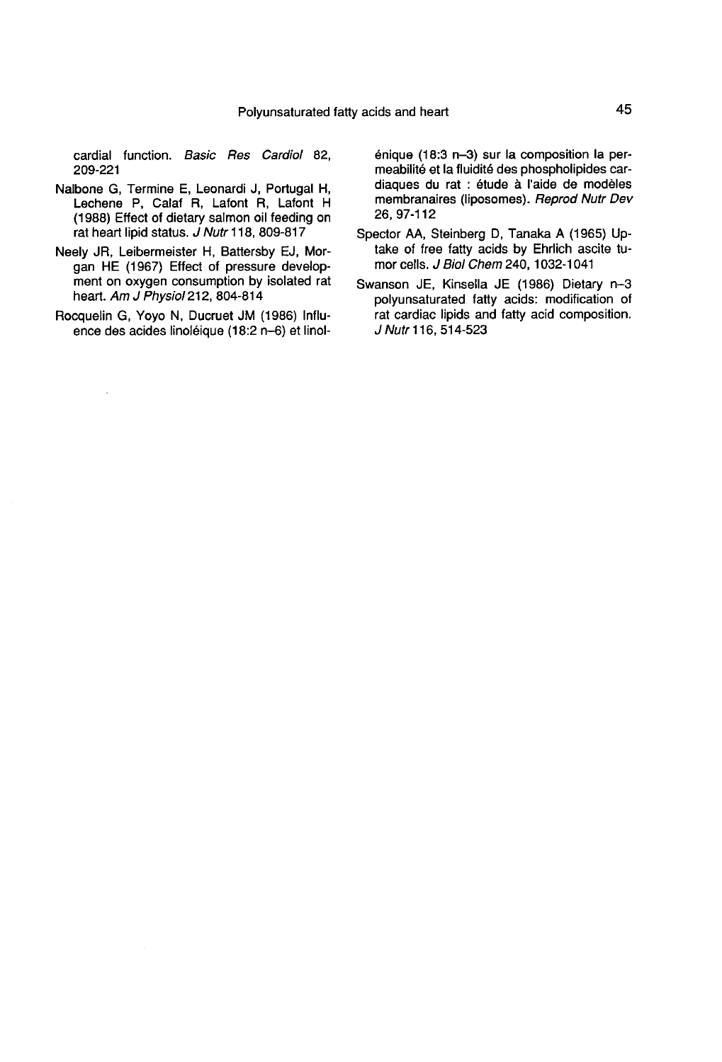cardial function. *Basic Res Cardiol* 82, 209-221

Nalbone G, Termine E, Leonardi J, Portugal H, Lechene P, Calaf R, Lafont R, Lafont H (1988) Effect of dietary salmon oil feeding on rat heart lipid status. *J Nutr* 118, 809-817

Neely JR, Leibermeister H, Battersby EJ, Morgan HE (1967) Effect of pressure development on oxygen consumption by isolated rat heart. *Am J Physiol* 212, 804-814

Rocquelin G, Yoyo N, Ducruet JM (1986) Influence des acides linoléique (18:2 n–6) et linolénique (18:3 n–3) sur la composition la permeabilité et la fluidité des phospholipides cardiaques du rat : étude à l'aide de modèles membranaires (liposomes). *Reprod Nutr Dev* 26, 97-112

Spector AA, Steinberg D, Tanaka A (1965) Uptake of free fatty acids by Ehrlich ascite tumor cells. *J Biol Chem* 240, 1032-1041

Swanson JE, Kinsella JE (1986) Dietary n–3 polyunsaturated fatty acids: modification of rat cardiac lipids and fatty acid composition. *J Nutr* 116, 514-523